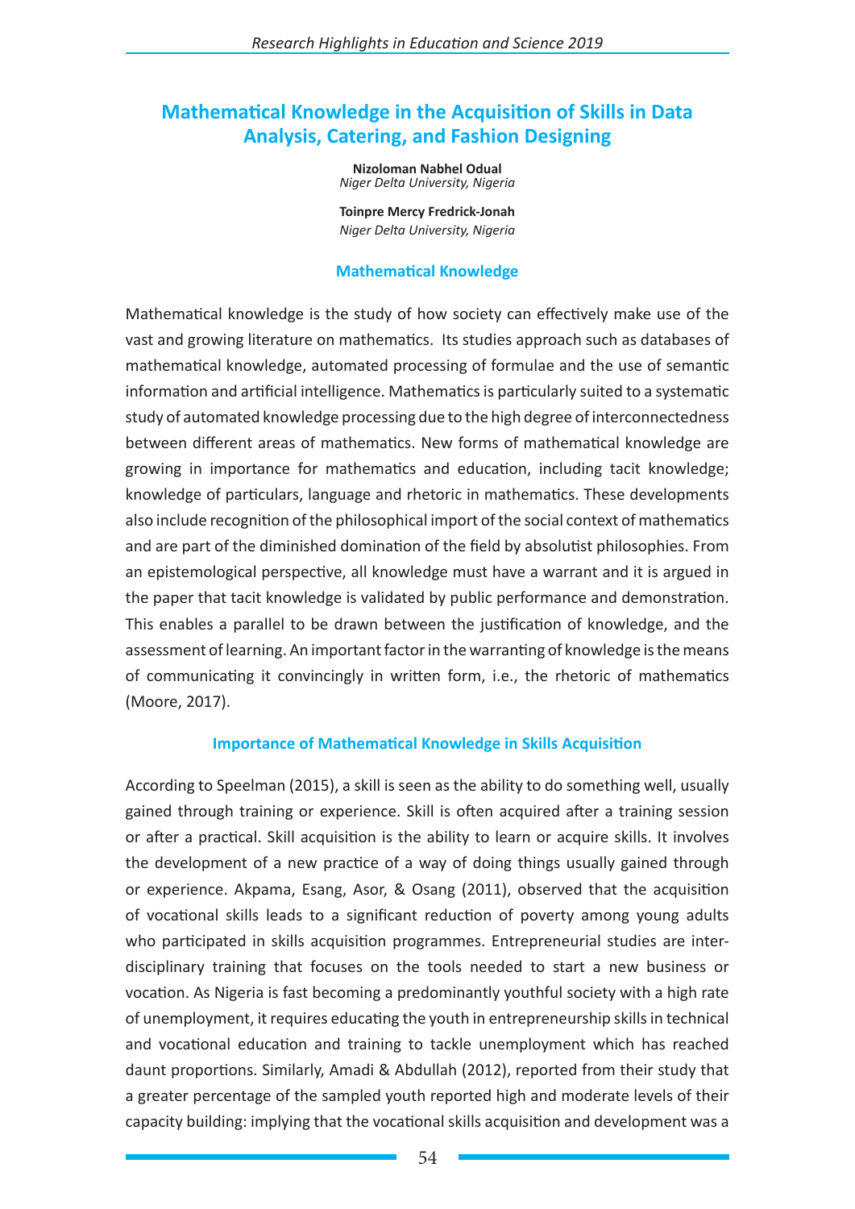# Mathematical Knowledge in the Acquisition of Skills in Data Analysis, Catering, and Fashion Designing

**Nizoloman Nabhel Odual**
*Niger Delta University, Nigeria*

**Toinpre Mercy Fredrick-Jonah**
*Niger Delta University, Nigeria*

## Mathematical Knowledge

Mathematical knowledge is the study of how society can effectively make use of the vast and growing literature on mathematics. Its studies approach such as databases of mathematical knowledge, automated processing of formulae and the use of semantic information and artificial intelligence. Mathematics is particularly suited to a systematic study of automated knowledge processing due to the high degree of interconnectedness between different areas of mathematics. New forms of mathematical knowledge are growing in importance for mathematics and education, including tacit knowledge; knowledge of particulars, language and rhetoric in mathematics. These developments also include recognition of the philosophical import of the social context of mathematics and are part of the diminished domination of the field by absolutist philosophies. From an epistemological perspective, all knowledge must have a warrant and it is argued in the paper that tacit knowledge is validated by public performance and demonstration. This enables a parallel to be drawn between the justification of knowledge, and the assessment of learning. An important factor in the warranting of knowledge is the means of communicating it convincingly in written form, i.e., the rhetoric of mathematics (Moore, 2017).

## Importance of Mathematical Knowledge in Skills Acquisition

According to Speelman (2015), a skill is seen as the ability to do something well, usually gained through training or experience. Skill is often acquired after a training session or after a practical. Skill acquisition is the ability to learn or acquire skills. It involves the development of a new practice of a way of doing things usually gained through or experience. Akpama, Esang, Asor, & Osang (2011), observed that the acquisition of vocational skills leads to a significant reduction of poverty among young adults who participated in skills acquisition programmes. Entrepreneurial studies are inter-disciplinary training that focuses on the tools needed to start a new business or vocation. As Nigeria is fast becoming a predominantly youthful society with a high rate of unemployment, it requires educating the youth in entrepreneurship skills in technical and vocational education and training to tackle unemployment which has reached daunt proportions. Similarly, Amadi & Abdullah (2012), reported from their study that a greater percentage of the sampled youth reported high and moderate levels of their capacity building: implying that the vocational skills acquisition and development was a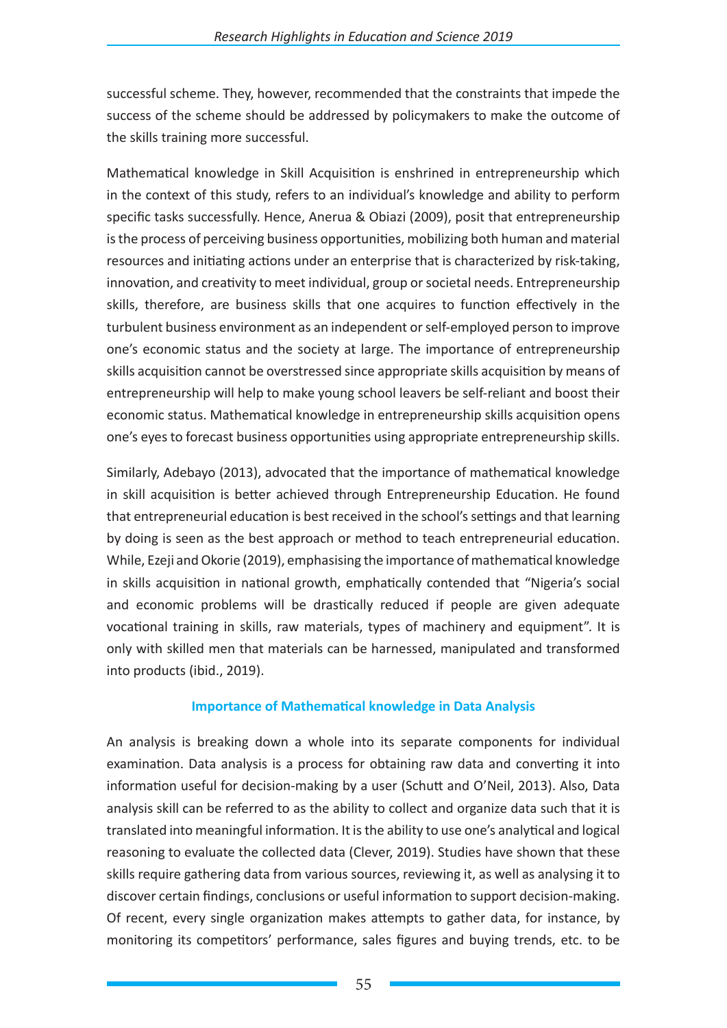successful scheme. They, however, recommended that the constraints that impede the success of the scheme should be addressed by policymakers to make the outcome of the skills training more successful.

Mathematical knowledge in Skill Acquisition is enshrined in entrepreneurship which in the context of this study, refers to an individual's knowledge and ability to perform specific tasks successfully. Hence, Anerua & Obiazi (2009), posit that entrepreneurship is the process of perceiving business opportunities, mobilizing both human and material resources and initiating actions under an enterprise that is characterized by risk-taking, innovation, and creativity to meet individual, group or societal needs. Entrepreneurship skills, therefore, are business skills that one acquires to function effectively in the turbulent business environment as an independent or self-employed person to improve one's economic status and the society at large. The importance of entrepreneurship skills acquisition cannot be overstressed since appropriate skills acquisition by means of entrepreneurship will help to make young school leavers be self-reliant and boost their economic status. Mathematical knowledge in entrepreneurship skills acquisition opens one's eyes to forecast business opportunities using appropriate entrepreneurship skills.

Similarly, Adebayo (2013), advocated that the importance of mathematical knowledge in skill acquisition is better achieved through Entrepreneurship Education. He found that entrepreneurial education is best received in the school's settings and that learning by doing is seen as the best approach or method to teach entrepreneurial education. While, Ezeji and Okorie (2019), emphasising the importance of mathematical knowledge in skills acquisition in national growth, emphatically contended that "Nigeria's social and economic problems will be drastically reduced if people are given adequate vocational training in skills, raw materials, types of machinery and equipment". It is only with skilled men that materials can be harnessed, manipulated and transformed into products (ibid., 2019).

### Importance of Mathematical knowledge in Data Analysis

An analysis is breaking down a whole into its separate components for individual examination. Data analysis is a process for obtaining raw data and converting it into information useful for decision-making by a user (Schutt and O'Neil, 2013). Also, Data analysis skill can be referred to as the ability to collect and organize data such that it is translated into meaningful information. It is the ability to use one's analytical and logical reasoning to evaluate the collected data (Clever, 2019). Studies have shown that these skills require gathering data from various sources, reviewing it, as well as analysing it to discover certain findings, conclusions or useful information to support decision-making. Of recent, every single organization makes attempts to gather data, for instance, by monitoring its competitors' performance, sales figures and buying trends, etc. to be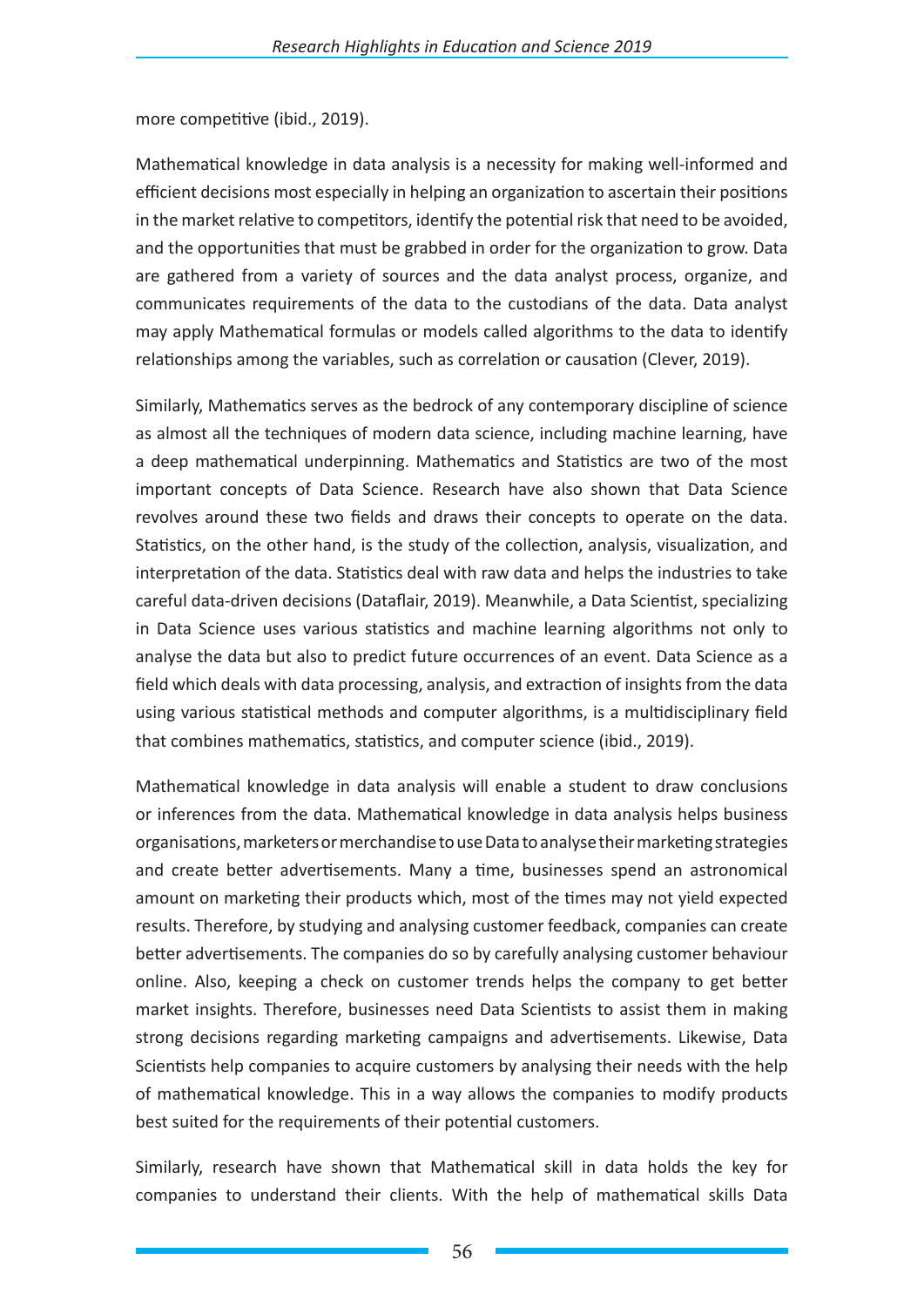more competitive (ibid., 2019).

Mathematical knowledge in data analysis is a necessity for making well-informed and efficient decisions most especially in helping an organization to ascertain their positions in the market relative to competitors, identify the potential risk that need to be avoided, and the opportunities that must be grabbed in order for the organization to grow. Data are gathered from a variety of sources and the data analyst process, organize, and communicates requirements of the data to the custodians of the data. Data analyst may apply Mathematical formulas or models called algorithms to the data to identify relationships among the variables, such as correlation or causation (Clever, 2019).

Similarly, Mathematics serves as the bedrock of any contemporary discipline of science as almost all the techniques of modern data science, including machine learning, have a deep mathematical underpinning. Mathematics and Statistics are two of the most important concepts of Data Science. Research have also shown that Data Science revolves around these two fields and draws their concepts to operate on the data. Statistics, on the other hand, is the study of the collection, analysis, visualization, and interpretation of the data. Statistics deal with raw data and helps the industries to take careful data-driven decisions (Dataflair, 2019). Meanwhile, a Data Scientist, specializing in Data Science uses various statistics and machine learning algorithms not only to analyse the data but also to predict future occurrences of an event. Data Science as a field which deals with data processing, analysis, and extraction of insights from the data using various statistical methods and computer algorithms, is a multidisciplinary field that combines mathematics, statistics, and computer science (ibid., 2019).

Mathematical knowledge in data analysis will enable a student to draw conclusions or inferences from the data. Mathematical knowledge in data analysis helps business organisations, marketers or merchandise to use Data to analyse their marketing strategies and create better advertisements. Many a time, businesses spend an astronomical amount on marketing their products which, most of the times may not yield expected results. Therefore, by studying and analysing customer feedback, companies can create better advertisements. The companies do so by carefully analysing customer behaviour online. Also, keeping a check on customer trends helps the company to get better market insights. Therefore, businesses need Data Scientists to assist them in making strong decisions regarding marketing campaigns and advertisements. Likewise, Data Scientists help companies to acquire customers by analysing their needs with the help of mathematical knowledge. This in a way allows the companies to modify products best suited for the requirements of their potential customers.

Similarly, research have shown that Mathematical skill in data holds the key for companies to understand their clients. With the help of mathematical skills Data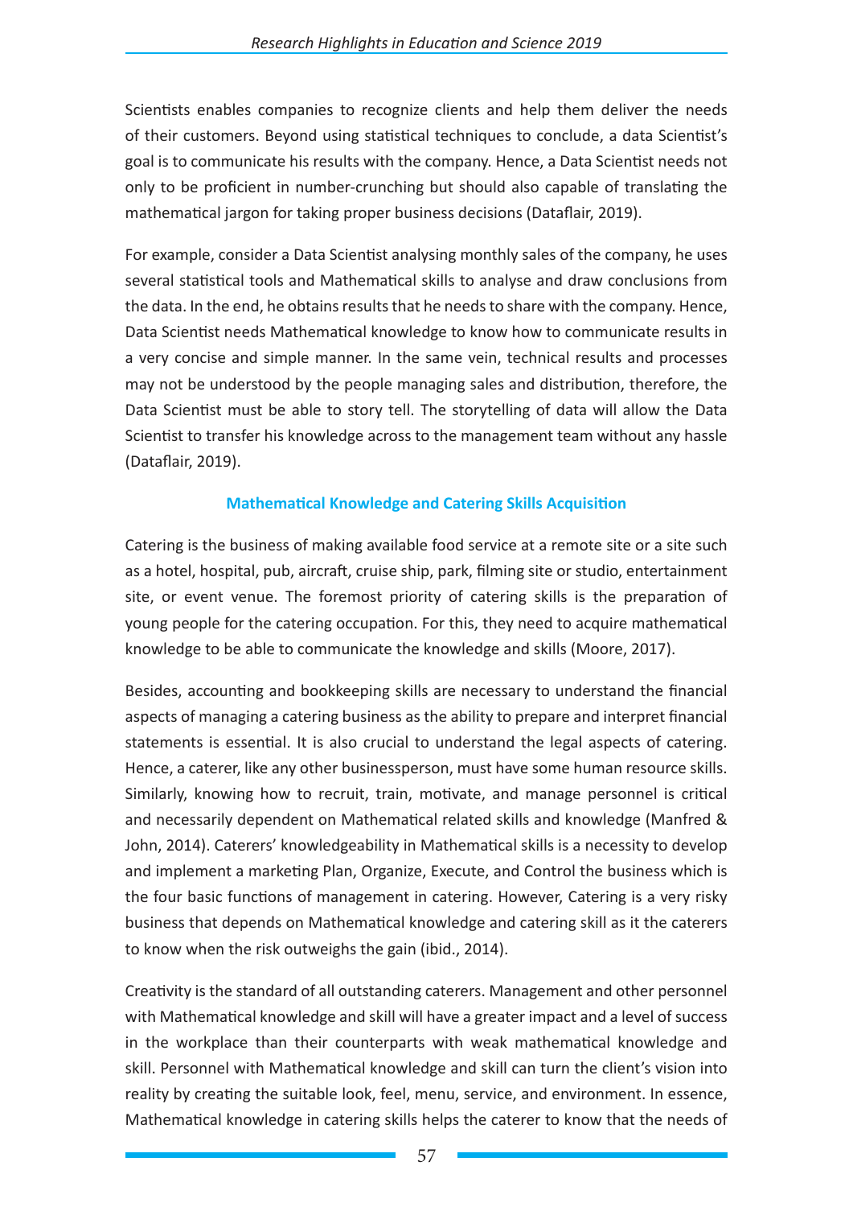Scientists enables companies to recognize clients and help them deliver the needs of their customers. Beyond using statistical techniques to conclude, a data Scientist's goal is to communicate his results with the company. Hence, a Data Scientist needs not only to be proficient in number-crunching but should also capable of translating the mathematical jargon for taking proper business decisions (Dataflair, 2019).

For example, consider a Data Scientist analysing monthly sales of the company, he uses several statistical tools and Mathematical skills to analyse and draw conclusions from the data. In the end, he obtains results that he needs to share with the company. Hence, Data Scientist needs Mathematical knowledge to know how to communicate results in a very concise and simple manner. In the same vein, technical results and processes may not be understood by the people managing sales and distribution, therefore, the Data Scientist must be able to story tell. The storytelling of data will allow the Data Scientist to transfer his knowledge across to the management team without any hassle (Dataflair, 2019).

### Mathematical Knowledge and Catering Skills Acquisition

Catering is the business of making available food service at a remote site or a site such as a hotel, hospital, pub, aircraft, cruise ship, park, filming site or studio, entertainment site, or event venue. The foremost priority of catering skills is the preparation of young people for the catering occupation. For this, they need to acquire mathematical knowledge to be able to communicate the knowledge and skills (Moore, 2017).

Besides, accounting and bookkeeping skills are necessary to understand the financial aspects of managing a catering business as the ability to prepare and interpret financial statements is essential. It is also crucial to understand the legal aspects of catering. Hence, a caterer, like any other businessperson, must have some human resource skills. Similarly, knowing how to recruit, train, motivate, and manage personnel is critical and necessarily dependent on Mathematical related skills and knowledge (Manfred & John, 2014). Caterers' knowledgeability in Mathematical skills is a necessity to develop and implement a marketing Plan, Organize, Execute, and Control the business which is the four basic functions of management in catering. However, Catering is a very risky business that depends on Mathematical knowledge and catering skill as it the caterers to know when the risk outweighs the gain (ibid., 2014).

Creativity is the standard of all outstanding caterers. Management and other personnel with Mathematical knowledge and skill will have a greater impact and a level of success in the workplace than their counterparts with weak mathematical knowledge and skill. Personnel with Mathematical knowledge and skill can turn the client's vision into reality by creating the suitable look, feel, menu, service, and environment. In essence, Mathematical knowledge in catering skills helps the caterer to know that the needs of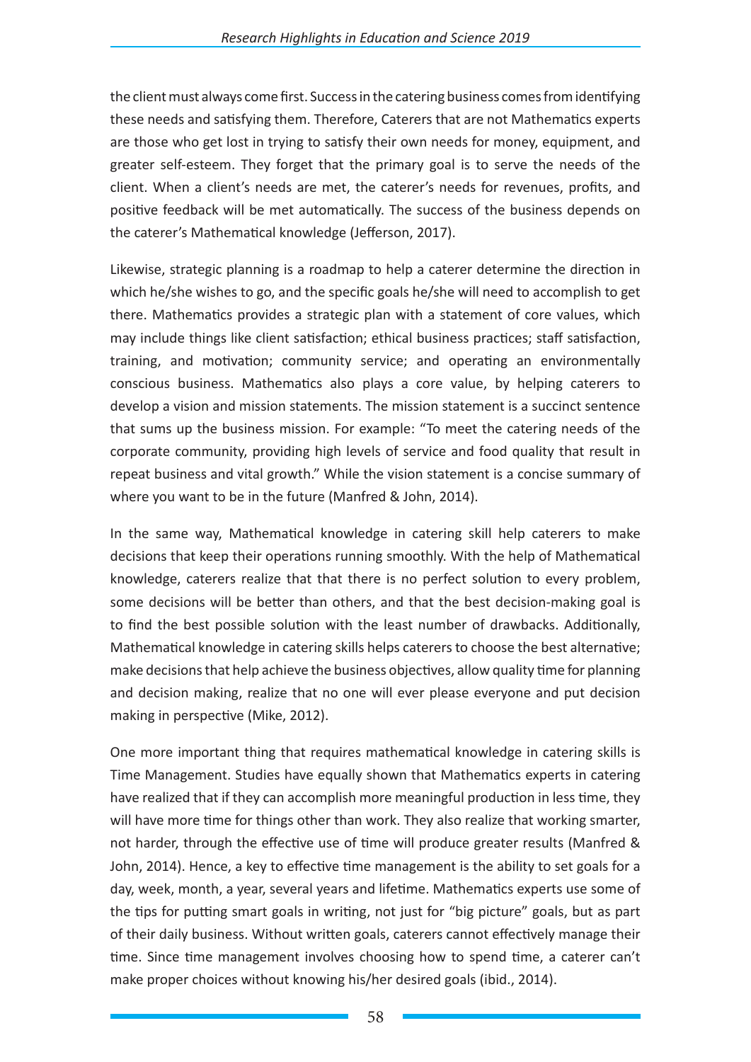the client must always come first. Success in the catering business comes from identifying these needs and satisfying them. Therefore, Caterers that are not Mathematics experts are those who get lost in trying to satisfy their own needs for money, equipment, and greater self-esteem. They forget that the primary goal is to serve the needs of the client. When a client's needs are met, the caterer's needs for revenues, profits, and positive feedback will be met automatically. The success of the business depends on the caterer's Mathematical knowledge (Jefferson, 2017).

Likewise, strategic planning is a roadmap to help a caterer determine the direction in which he/she wishes to go, and the specific goals he/she will need to accomplish to get there. Mathematics provides a strategic plan with a statement of core values, which may include things like client satisfaction; ethical business practices; staff satisfaction, training, and motivation; community service; and operating an environmentally conscious business. Mathematics also plays a core value, by helping caterers to develop a vision and mission statements. The mission statement is a succinct sentence that sums up the business mission. For example: "To meet the catering needs of the corporate community, providing high levels of service and food quality that result in repeat business and vital growth." While the vision statement is a concise summary of where you want to be in the future (Manfred & John, 2014).

In the same way, Mathematical knowledge in catering skill help caterers to make decisions that keep their operations running smoothly. With the help of Mathematical knowledge, caterers realize that that there is no perfect solution to every problem, some decisions will be better than others, and that the best decision-making goal is to find the best possible solution with the least number of drawbacks. Additionally, Mathematical knowledge in catering skills helps caterers to choose the best alternative; make decisions that help achieve the business objectives, allow quality time for planning and decision making, realize that no one will ever please everyone and put decision making in perspective (Mike, 2012).

One more important thing that requires mathematical knowledge in catering skills is Time Management. Studies have equally shown that Mathematics experts in catering have realized that if they can accomplish more meaningful production in less time, they will have more time for things other than work. They also realize that working smarter, not harder, through the effective use of time will produce greater results (Manfred & John, 2014). Hence, a key to effective time management is the ability to set goals for a day, week, month, a year, several years and lifetime. Mathematics experts use some of the tips for putting smart goals in writing, not just for "big picture" goals, but as part of their daily business. Without written goals, caterers cannot effectively manage their time. Since time management involves choosing how to spend time, a caterer can't make proper choices without knowing his/her desired goals (ibid., 2014).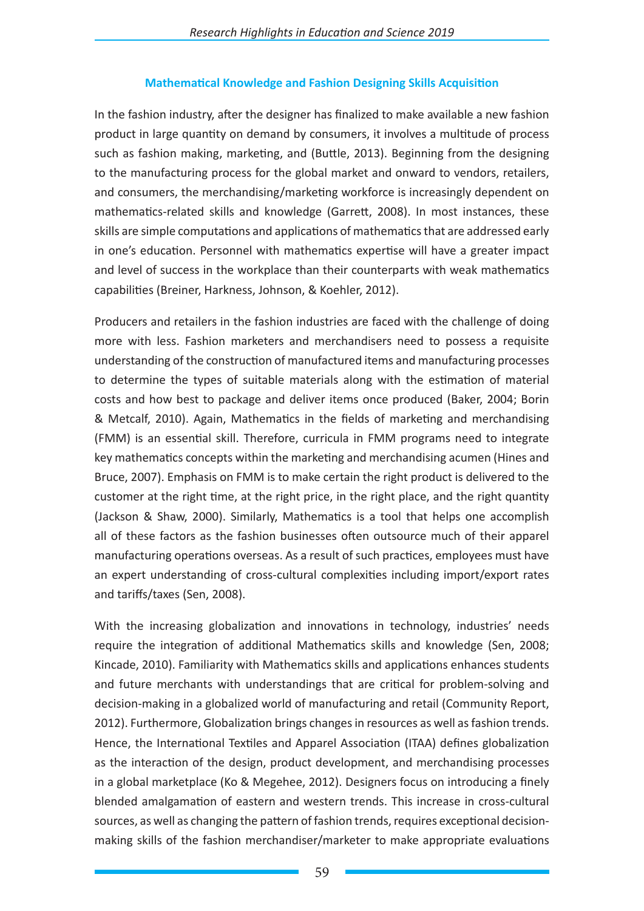## Mathematical Knowledge and Fashion Designing Skills Acquisition

In the fashion industry, after the designer has finalized to make available a new fashion product in large quantity on demand by consumers, it involves a multitude of process such as fashion making, marketing, and (Buttle, 2013). Beginning from the designing to the manufacturing process for the global market and onward to vendors, retailers, and consumers, the merchandising/marketing workforce is increasingly dependent on mathematics-related skills and knowledge (Garrett, 2008). In most instances, these skills are simple computations and applications of mathematics that are addressed early in one's education. Personnel with mathematics expertise will have a greater impact and level of success in the workplace than their counterparts with weak mathematics capabilities (Breiner, Harkness, Johnson, & Koehler, 2012).

Producers and retailers in the fashion industries are faced with the challenge of doing more with less. Fashion marketers and merchandisers need to possess a requisite understanding of the construction of manufactured items and manufacturing processes to determine the types of suitable materials along with the estimation of material costs and how best to package and deliver items once produced (Baker, 2004; Borin & Metcalf, 2010). Again, Mathematics in the fields of marketing and merchandising (FMM) is an essential skill. Therefore, curricula in FMM programs need to integrate key mathematics concepts within the marketing and merchandising acumen (Hines and Bruce, 2007). Emphasis on FMM is to make certain the right product is delivered to the customer at the right time, at the right price, in the right place, and the right quantity (Jackson & Shaw, 2000). Similarly, Mathematics is a tool that helps one accomplish all of these factors as the fashion businesses often outsource much of their apparel manufacturing operations overseas. As a result of such practices, employees must have an expert understanding of cross-cultural complexities including import/export rates and tariffs/taxes (Sen, 2008).

With the increasing globalization and innovations in technology, industries' needs require the integration of additional Mathematics skills and knowledge (Sen, 2008; Kincade, 2010). Familiarity with Mathematics skills and applications enhances students and future merchants with understandings that are critical for problem-solving and decision-making in a globalized world of manufacturing and retail (Community Report, 2012). Furthermore, Globalization brings changes in resources as well as fashion trends. Hence, the International Textiles and Apparel Association (ITAA) defines globalization as the interaction of the design, product development, and merchandising processes in a global marketplace (Ko & Megehee, 2012). Designers focus on introducing a finely blended amalgamation of eastern and western trends. This increase in cross-cultural sources, as well as changing the pattern of fashion trends, requires exceptional decision-making skills of the fashion merchandiser/marketer to make appropriate evaluations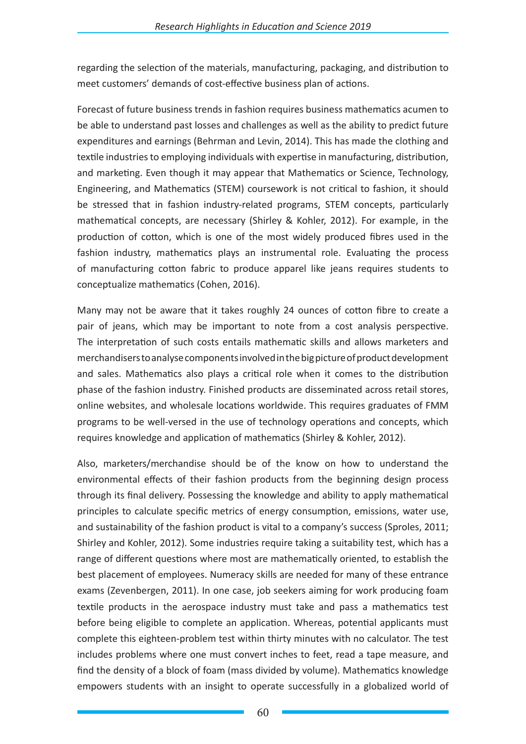regarding the selection of the materials, manufacturing, packaging, and distribution to meet customers' demands of cost-effective business plan of actions.

Forecast of future business trends in fashion requires business mathematics acumen to be able to understand past losses and challenges as well as the ability to predict future expenditures and earnings (Behrman and Levin, 2014). This has made the clothing and textile industries to employing individuals with expertise in manufacturing, distribution, and marketing. Even though it may appear that Mathematics or Science, Technology, Engineering, and Mathematics (STEM) coursework is not critical to fashion, it should be stressed that in fashion industry-related programs, STEM concepts, particularly mathematical concepts, are necessary (Shirley & Kohler, 2012). For example, in the production of cotton, which is one of the most widely produced fibres used in the fashion industry, mathematics plays an instrumental role. Evaluating the process of manufacturing cotton fabric to produce apparel like jeans requires students to conceptualize mathematics (Cohen, 2016).

Many may not be aware that it takes roughly 24 ounces of cotton fibre to create a pair of jeans, which may be important to note from a cost analysis perspective. The interpretation of such costs entails mathematic skills and allows marketers and merchandisers to analyse components involved in the big picture of product development and sales. Mathematics also plays a critical role when it comes to the distribution phase of the fashion industry. Finished products are disseminated across retail stores, online websites, and wholesale locations worldwide. This requires graduates of FMM programs to be well-versed in the use of technology operations and concepts, which requires knowledge and application of mathematics (Shirley & Kohler, 2012).

Also, marketers/merchandise should be of the know on how to understand the environmental effects of their fashion products from the beginning design process through its final delivery. Possessing the knowledge and ability to apply mathematical principles to calculate specific metrics of energy consumption, emissions, water use, and sustainability of the fashion product is vital to a company's success (Sproles, 2011; Shirley and Kohler, 2012). Some industries require taking a suitability test, which has a range of different questions where most are mathematically oriented, to establish the best placement of employees. Numeracy skills are needed for many of these entrance exams (Zevenbergen, 2011). In one case, job seekers aiming for work producing foam textile products in the aerospace industry must take and pass a mathematics test before being eligible to complete an application. Whereas, potential applicants must complete this eighteen-problem test within thirty minutes with no calculator. The test includes problems where one must convert inches to feet, read a tape measure, and find the density of a block of foam (mass divided by volume). Mathematics knowledge empowers students with an insight to operate successfully in a globalized world of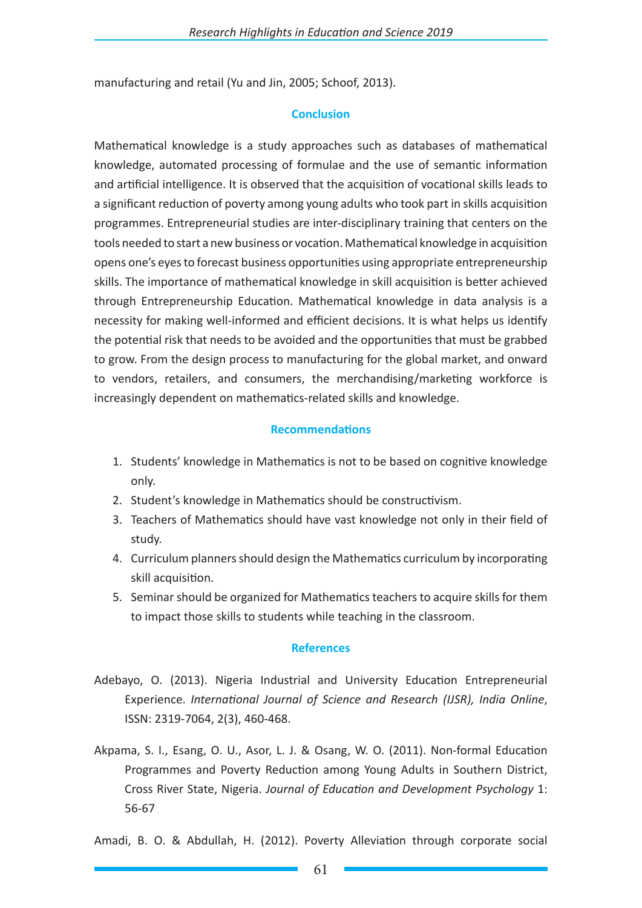manufacturing and retail (Yu and Jin, 2005; Schoof, 2013).

## Conclusion

Mathematical knowledge is a study approaches such as databases of mathematical knowledge, automated processing of formulae and the use of semantic information and artificial intelligence. It is observed that the acquisition of vocational skills leads to a significant reduction of poverty among young adults who took part in skills acquisition programmes. Entrepreneurial studies are inter-disciplinary training that centers on the tools needed to start a new business or vocation. Mathematical knowledge in acquisition opens one's eyes to forecast business opportunities using appropriate entrepreneurship skills. The importance of mathematical knowledge in skill acquisition is better achieved through Entrepreneurship Education. Mathematical knowledge in data analysis is a necessity for making well-informed and efficient decisions. It is what helps us identify the potential risk that needs to be avoided and the opportunities that must be grabbed to grow. From the design process to manufacturing for the global market, and onward to vendors, retailers, and consumers, the merchandising/marketing workforce is increasingly dependent on mathematics-related skills and knowledge.

## Recommendations

1. Students' knowledge in Mathematics is not to be based on cognitive knowledge only.
2. Student's knowledge in Mathematics should be constructivism.
3. Teachers of Mathematics should have vast knowledge not only in their field of study.
4. Curriculum planners should design the Mathematics curriculum by incorporating skill acquisition.
5. Seminar should be organized for Mathematics teachers to acquire skills for them to impact those skills to students while teaching in the classroom.

## References

Adebayo, O. (2013). Nigeria Industrial and University Education Entrepreneurial Experience. *International Journal of Science and Research (IJSR), India Online*, ISSN: 2319-7064, 2(3), 460-468.

Akpama, S. I., Esang, O. U., Asor, L. J. & Osang, W. O. (2011). Non-formal Education Programmes and Poverty Reduction among Young Adults in Southern District, Cross River State, Nigeria. *Journal of Education and Development Psychology* 1: 56-67

Amadi, B. O. & Abdullah, H. (2012). Poverty Alleviation through corporate social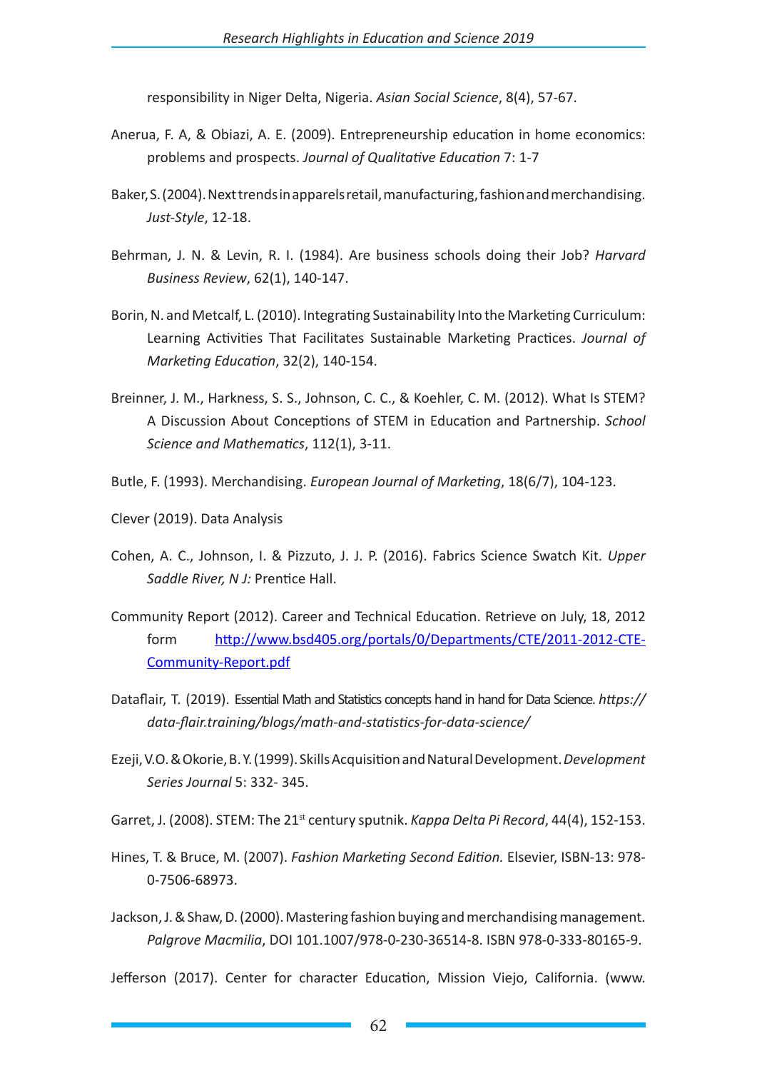responsibility in Niger Delta, Nigeria. *Asian Social Science*, 8(4), 57-67.

Anerua, F. A, & Obiazi, A. E. (2009). Entrepreneurship education in home economics: problems and prospects. *Journal of Qualitative Education* 7: 1-7

Baker, S. (2004). Next trends in apparels retail, manufacturing, fashion and merchandising. *Just-Style*, 12-18.

Behrman, J. N. & Levin, R. I. (1984). Are business schools doing their Job? *Harvard Business Review*, 62(1), 140-147.

Borin, N. and Metcalf, L. (2010). Integrating Sustainability Into the Marketing Curriculum: Learning Activities That Facilitates Sustainable Marketing Practices. *Journal of Marketing Education*, 32(2), 140-154.

Breinner, J. M., Harkness, S. S., Johnson, C. C., & Koehler, C. M. (2012). What Is STEM? A Discussion About Conceptions of STEM in Education and Partnership. *School Science and Mathematics*, 112(1), 3-11.

Butle, F. (1993). Merchandising. *European Journal of Marketing*, 18(6/7), 104-123.

Clever (2019). Data Analysis

Cohen, A. C., Johnson, I. & Pizzuto, J. J. P. (2016). Fabrics Science Swatch Kit. *Upper Saddle River, N J:* Prentice Hall.

Community Report (2012). Career and Technical Education. Retrieve on July, 18, 2012 form [http://www.bsd405.org/portals/0/Departments/CTE/2011-2012-CTE-Community-Report.pdf](http://www.bsd405.org/portals/0/Departments/CTE/2011-2012-CTE-Community-Report.pdf)

Dataflair, T. (2019). Essential Math and Statistics concepts hand in hand for Data Science. *https://data-flair.training/blogs/math-and-statistics-for-data-science/*

Ezeji, V.O. & Okorie, B. Y. (1999). Skills Acquisition and Natural Development. *Development Series Journal* 5: 332- 345.

Garret, J. (2008). STEM: The 21st century sputnik. *Kappa Delta Pi Record*, 44(4), 152-153.

Hines, T. & Bruce, M. (2007). *Fashion Marketing Second Edition.* Elsevier, ISBN-13: 978-0-7506-68973.

Jackson, J. & Shaw, D. (2000). Mastering fashion buying and merchandising management. *Palgrove Macmilia*, DOI 101.1007/978-0-230-36514-8. ISBN 978-0-333-80165-9.

Jefferson (2017). Center for character Education, Mission Viejo, California. (www.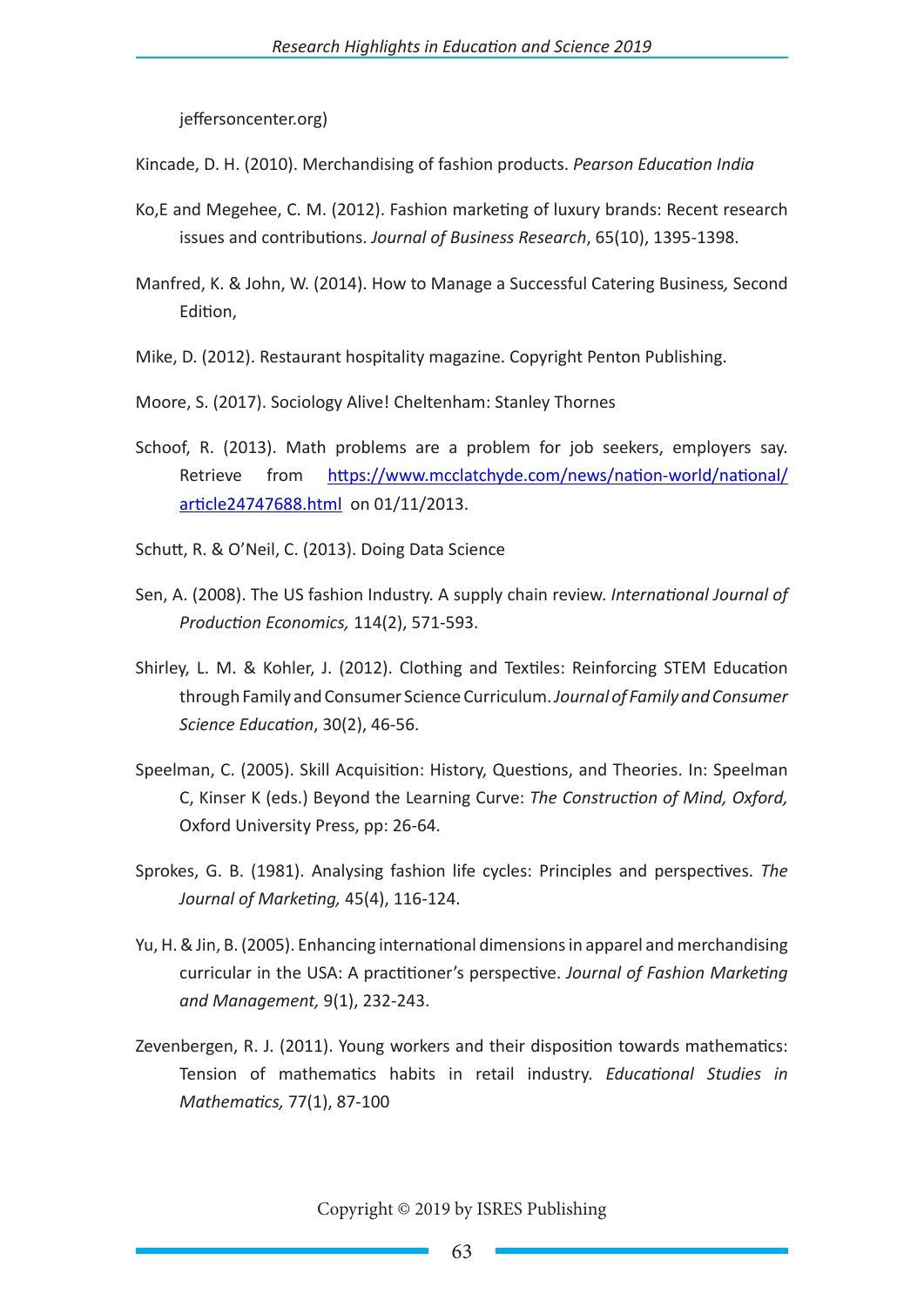jeffersoncenter.org)

Kincade, D. H. (2010). Merchandising of fashion products. *Pearson Education India*

Ko,E and Megehee, C. M. (2012). Fashion marketing of luxury brands: Recent research issues and contributions. *Journal of Business Research*, 65(10), 1395-1398.

Manfred, K. & John, W. (2014). How to Manage a Successful Catering Business*,* Second Edition,

Mike, D. (2012). Restaurant hospitality magazine. Copyright Penton Publishing.

Moore, S. (2017). Sociology Alive! Cheltenham: Stanley Thornes

Schoof, R. (2013). Math problems are a problem for job seekers, employers say. Retrieve from https://www.mcclatchyde.com/news/nation-world/national/article24747688.html on 01/11/2013.

Schutt, R. & O'Neil, C. (2013). Doing Data Science

Sen, A. (2008). The US fashion Industry. A supply chain review. *International Journal of Production Economics,* 114(2), 571-593.

Shirley, L. M. & Kohler, J. (2012). Clothing and Textiles: Reinforcing STEM Education through Family and Consumer Science Curriculum. *Journal of Family and Consumer Science Education*, 30(2), 46-56.

Speelman, C. (2005). Skill Acquisition: History, Questions, and Theories. In: Speelman C, Kinser K (eds.) Beyond the Learning Curve: *The Construction of Mind, Oxford,* Oxford University Press, pp: 26-64.

Sprokes, G. B. (1981). Analysing fashion life cycles: Principles and perspectives. *The Journal of Marketing,* 45(4), 116-124.

Yu, H. & Jin, B. (2005). Enhancing international dimensions in apparel and merchandising curricular in the USA: A practitioner's perspective. *Journal of Fashion Marketing and Management,* 9(1), 232-243.

Zevenbergen, R. J. (2011). Young workers and their disposition towards mathematics: Tension of mathematics habits in retail industry. *Educational Studies in Mathematics,* 77(1), 87-100

Copyright © 2019 by ISRES Publishing